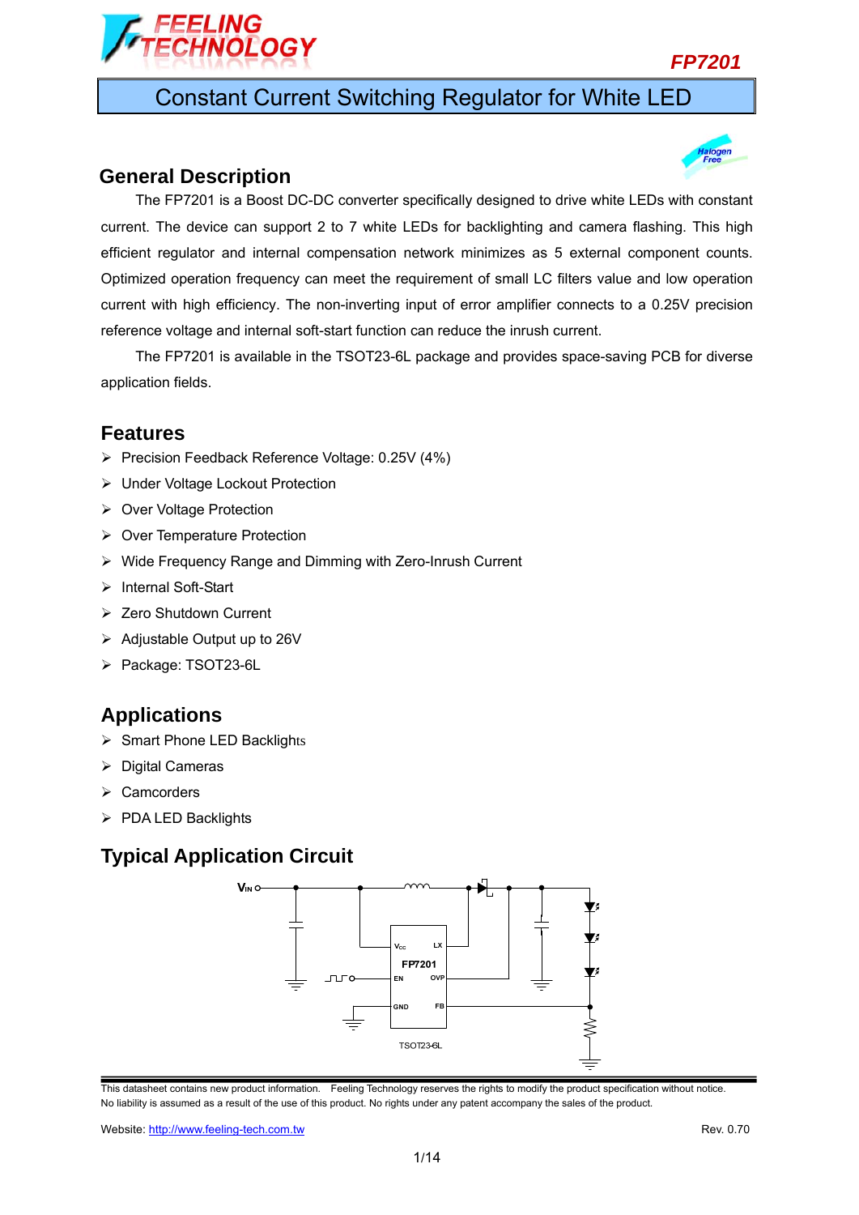# FP7201

## Constant Current Switching Regulator for White LED

## General Description

The FP7201 is a Boost DC-DC converter specifically designed to drive white LEDs with constant current. The device can support 2 to 7 white LEDs for backlighting and camera flashing. This high efficient regulator and internal compensation network minimizes as 5 external component counts. Optimized operation frequency can meet the requirement of small LC filters value and low operation current with high efficiency. The non-inverting input of error amplifier connects to a 0.25V precision reference voltage and internal soft-start function can reduce the inrush current.

The FP7201 is available in the TSOT23-6L package and provides space-saving PCB for diverse application fields.

## Features

- Precision Feedback Reference Voltage: 0.25V (4%)
- Under Voltage Lockout Protection
- Over Voltage Protection
- Over Temperature Protection
- Wide Frequency Range and Dimming with Zero-Inrush Current
- Internal Soft-Start
- Zero Shutdown Current
- Adjustable Output up to 26V
- Package: TSOT23-6L

## Applications

- Smart Phone LED Backlights
- Digital Cameras
- Camcorders
- PDA LED Backlights

## Typical Application Circuit

$V_{IN}$ — $V_{CC}$ — LX — FP7201 — EN — OVP — GND — FB — TSOT23-6L

This datasheet contains new product information. Feeling Technology reserves the rights to modify the product specification without notice. No liability is assumed as a result of the use of this product. No rights under any patent accompany the sales of the product.

Website: http://www.feeling-tech.com.tw

Rev. 0.70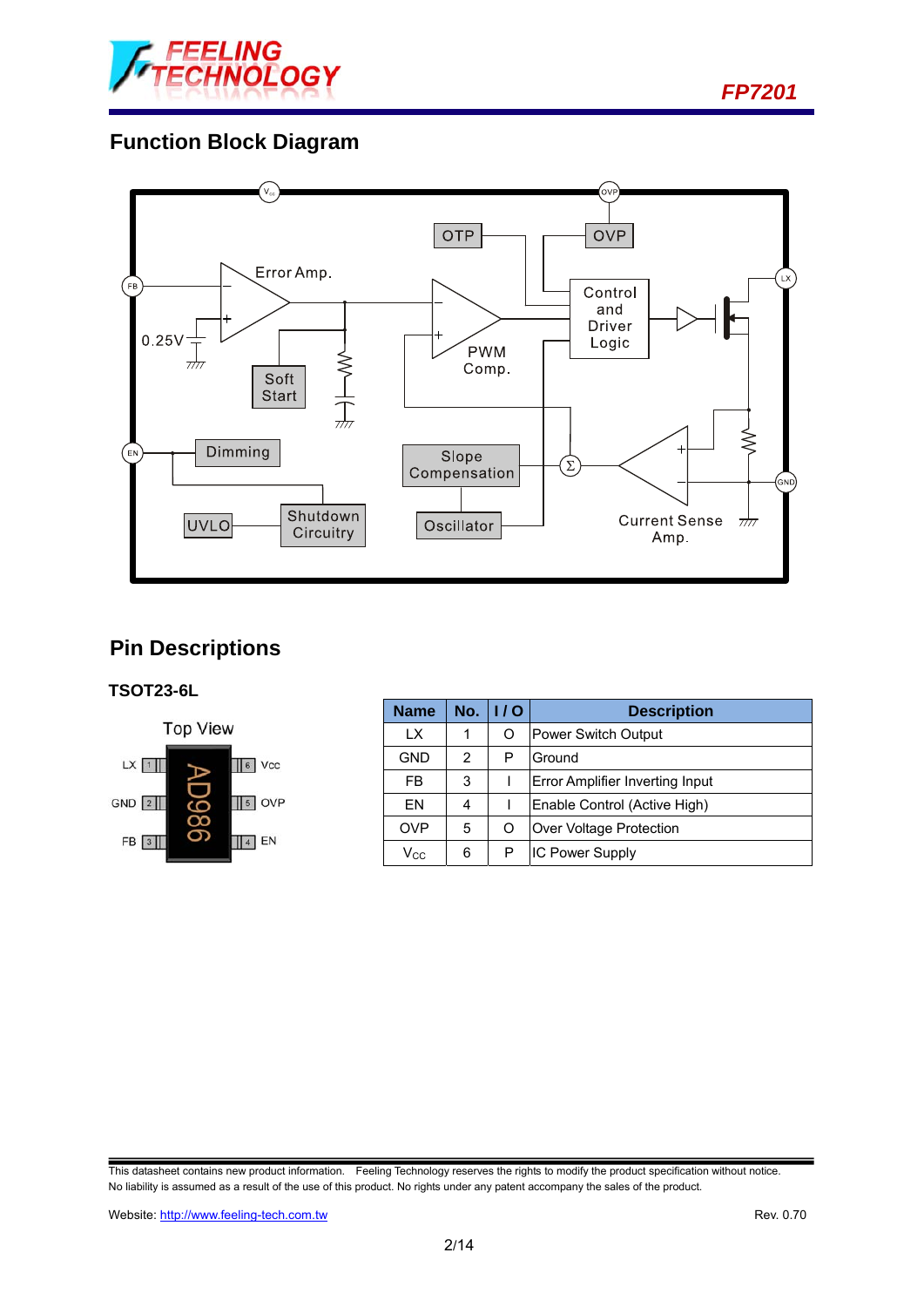## Function Block Diagram

## Pin Descriptions

### TSOT23-6L

| Name | No. | I / O | Description |
|---|---|---|---|
| LX | 1 | O | Power Switch Output |
| GND | 2 | P | Ground |
| FB | 3 | I | Error Amplifier Inverting Input |
| EN | 4 | I | Enable Control (Active High) |
| OVP | 5 | O | Over Voltage Protection |
| $V_{CC}$ | 6 | P | IC Power Supply |

This datasheet contains new product information. Feeling Technology reserves the rights to modify the product specification without notice. No liability is assumed as a result of the use of this product. No rights under any patent accompany the sales of the product.

Website: http://www.feeling-tech.com.tw

Rev. 0.70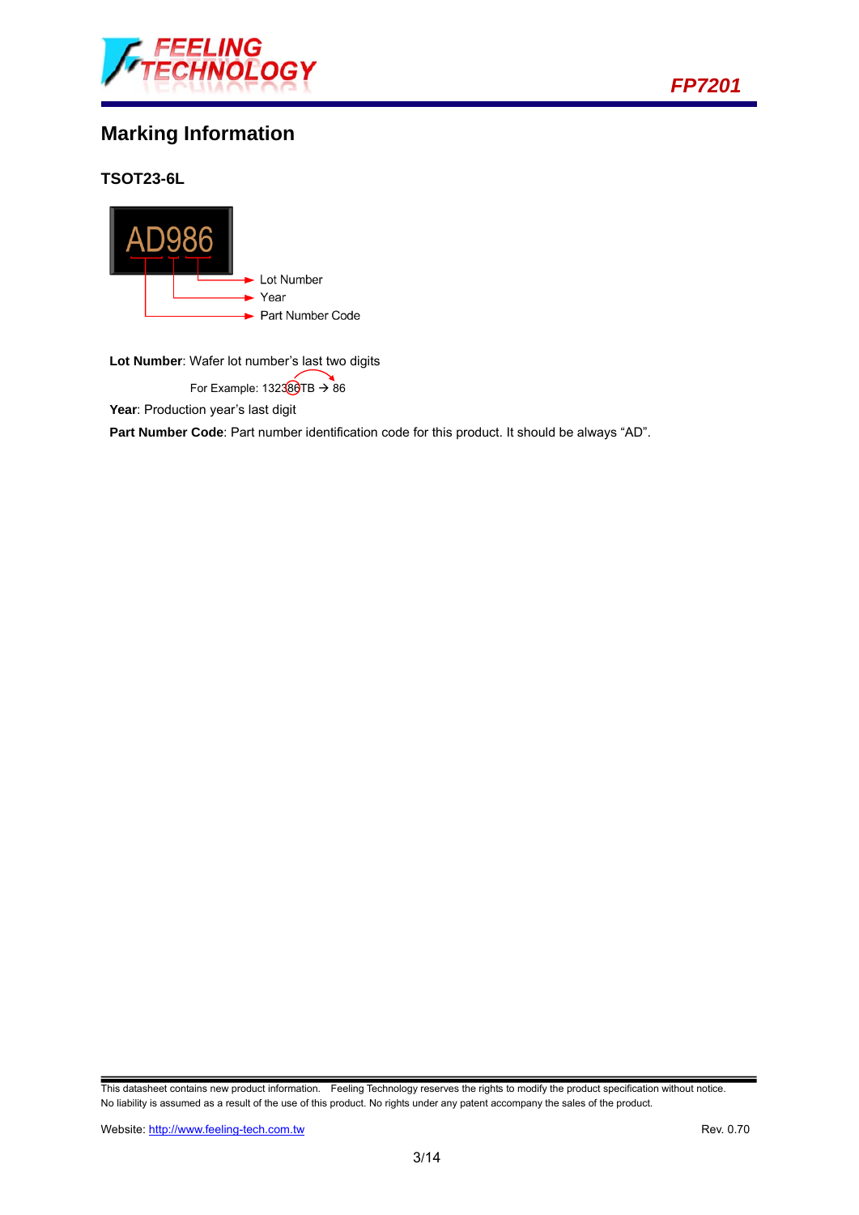## Marking Information

### TSOT23-6L

AD986

- Lot Number
- Year
- Part Number Code

**Lot Number**: Wafer lot number's last two digits

For Example: 132386TB → 86

**Year**: Production year's last digit

**Part Number Code**: Part number identification code for this product. It should be always "AD".

This datasheet contains new product information. Feeling Technology reserves the rights to modify the product specification without notice. No liability is assumed as a result of the use of this product. No rights under any patent accompany the sales of the product.

Website: http://www.feeling-tech.com.tw Rev. 0.70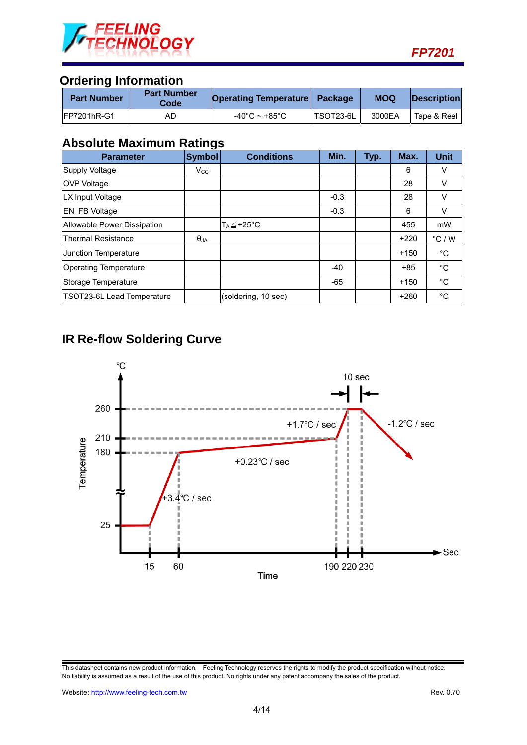## Ordering Information

| Part Number | Part Number Code | Operating Temperature | Package | MOQ | Description |
|---|---|---|---|---|---|
| FP7201hR-G1 | AD | -40°C ~ +85°C | TSOT23-6L | 3000EA | Tape & Reel |

## Absolute Maximum Ratings

| Parameter | Symbol | Conditions | Min. | Typ. | Max. | Unit |
|---|---|---|---|---|---|---|
| Supply Voltage | $V_{CC}$ | | | | 6 | V |
| OVP Voltage | | | | | 28 | V |
| LX Input Voltage | | | -0.3 | | 28 | V |
| EN, FB Voltage | | | -0.3 | | 6 | V |
| Allowable Power Dissipation | | $T_A \leqq +25°C$ | | | 455 | mW |
| Thermal Resistance | $\theta_{JA}$ | | | | +220 | °C / W |
| Junction Temperature | | | | | +150 | °C |
| Operating Temperature | | | -40 | | +85 | °C |
| Storage Temperature | | | -65 | | +150 | °C |
| TSOT23-6L Lead Temperature | | (soldering, 10 sec) | | | +260 | °C |

## IR Re-flow Soldering Curve

℃

10 sec

260

210

180

25

Temperature

+1.7℃ / sec

-1.2℃ / sec

+0.23℃ / sec

+3.4℃ / sec

15 60 190 220 230

Sec

Time

This datasheet contains new product information. Feeling Technology reserves the rights to modify the product specification without notice. No liability is assumed as a result of the use of this product. No rights under any patent accompany the sales of the product.

Website: http://www.feeling-tech.com.tw

Rev. 0.70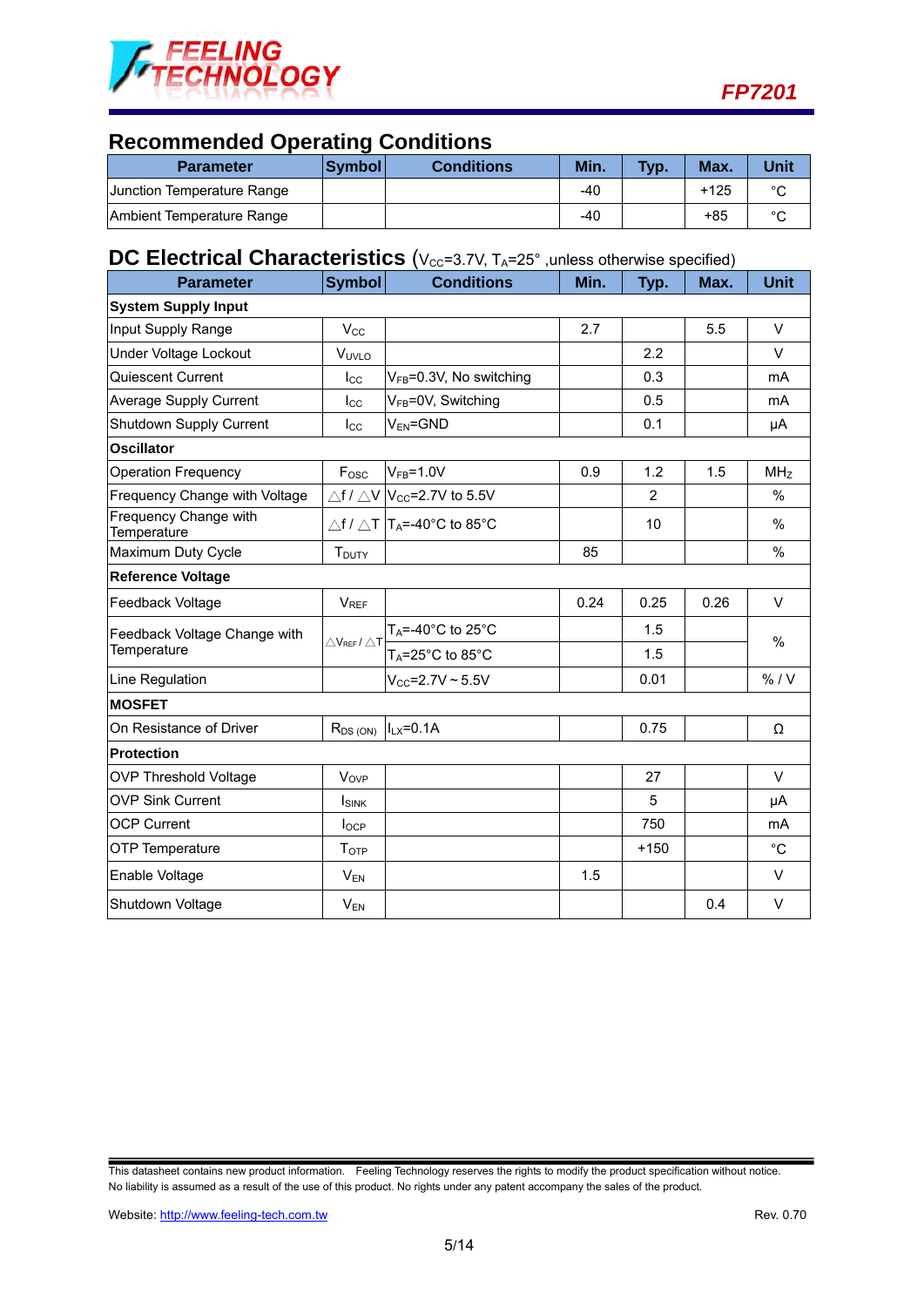## Recommended Operating Conditions

| Parameter | Symbol | Conditions | Min. | Typ. | Max. | Unit |
|---|---|---|---|---|---|---|
| Junction Temperature Range | | | -40 | | +125 | °C |
| Ambient Temperature Range | | | -40 | | +85 | °C |

## DC Electrical Characteristics ($V_{CC}$=3.7V, $T_A$=25° ,unless otherwise specified)

| Parameter | Symbol | Conditions | Min. | Typ. | Max. | Unit |
|---|---|---|---|---|---|---|
| **System Supply Input** | | | | | | |
| Input Supply Range | $V_{CC}$ | | 2.7 | | 5.5 | V |
| Under Voltage Lockout | $V_{UVLO}$ | | | 2.2 | | V |
| Quiescent Current | $I_{CC}$ | $V_{FB}$=0.3V, No switching | | 0.3 | | mA |
| Average Supply Current | $I_{CC}$ | $V_{FB}$=0V, Switching | | 0.5 | | mA |
| Shutdown Supply Current | $I_{CC}$ | $V_{EN}$=GND | | 0.1 | | μA |
| **Oscillator** | | | | | | |
| Operation Frequency | $F_{OSC}$ | $V_{FB}$=1.0V | 0.9 | 1.2 | 1.5 | MHz |
| Frequency Change with Voltage | $\triangle f / \triangle V$ | $V_{CC}$=2.7V to 5.5V | | 2 | | % |
| Frequency Change with Temperature | $\triangle f / \triangle T$ | $T_A$=-40°C to 85°C | | 10 | | % |
| Maximum Duty Cycle | $T_{DUTY}$ | | 85 | | | % |
| **Reference Voltage** | | | | | | |
| Feedback Voltage | $V_{REF}$ | | 0.24 | 0.25 | 0.26 | V |
| Feedback Voltage Change with Temperature | $\triangle V_{REF} / \triangle T$ | $T_A$=-40°C to 25°C | | 1.5 | | % |
| | | $T_A$=25°C to 85°C | | 1.5 | | % |
| Line Regulation | | $V_{CC}$=2.7V ~ 5.5V | | 0.01 | | % / V |
| **MOSFET** | | | | | | |
| On Resistance of Driver | $R_{DS(ON)}$ | $I_{LX}$=0.1A | | 0.75 | | Ω |
| **Protection** | | | | | | |
| OVP Threshold Voltage | $V_{OVP}$ | | | 27 | | V |
| OVP Sink Current | $I_{SINK}$ | | | 5 | | μA |
| OCP Current | $I_{OCP}$ | | | 750 | | mA |
| OTP Temperature | $T_{OTP}$ | | | +150 | | °C |
| Enable Voltage | $V_{EN}$ | | 1.5 | | | V |
| Shutdown Voltage | $V_{EN}$ | | | | 0.4 | V |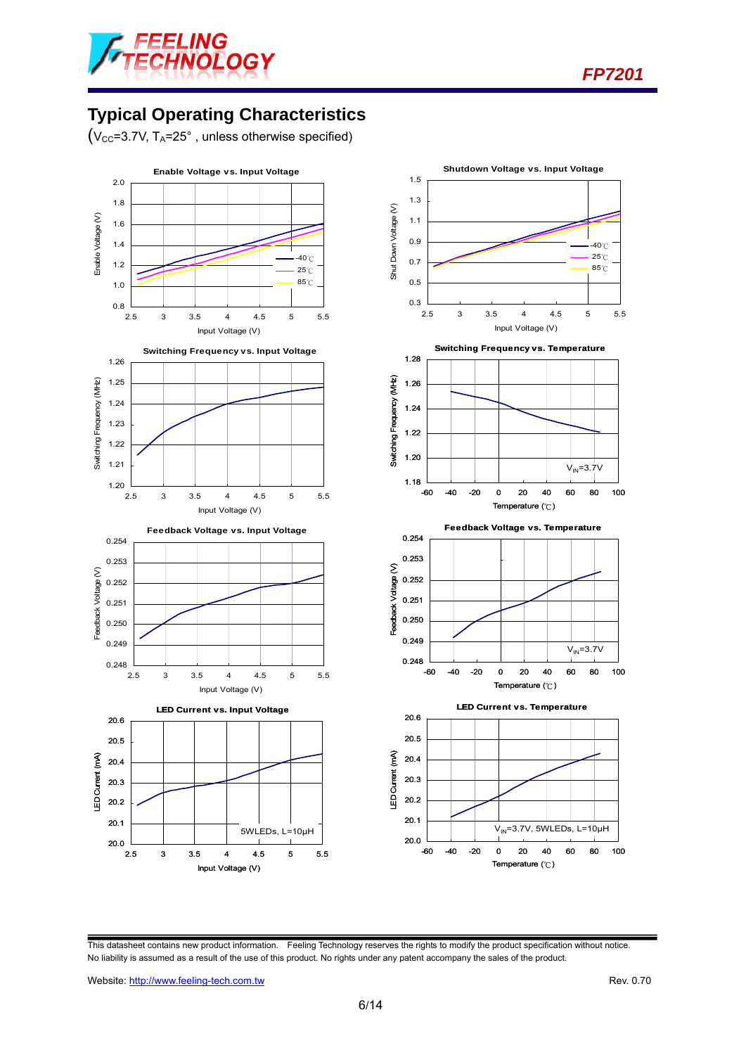# Typical Operating Characteristics

($V_{CC}$=3.7V, $T_A$=25° , unless otherwise specified)

**Enable Voltage vs. Input Voltage**

**Shutdown Voltage vs. Input Voltage**

**Switching Frequency vs. Input Voltage**

**Switching Frequency vs. Temperature**

**Feedback Voltage vs. Input Voltage**

**Feedback Voltage vs. Temperature**

**LED Current vs. Input Voltage**

**LED Current vs. Temperature**

This datasheet contains new product information. Feeling Technology reserves the rights to modify the product specification without notice. No liability is assumed as a result of the use of this product. No rights under any patent accompany the sales of the product.

Website: http://www.feeling-tech.com.tw

Rev. 0.70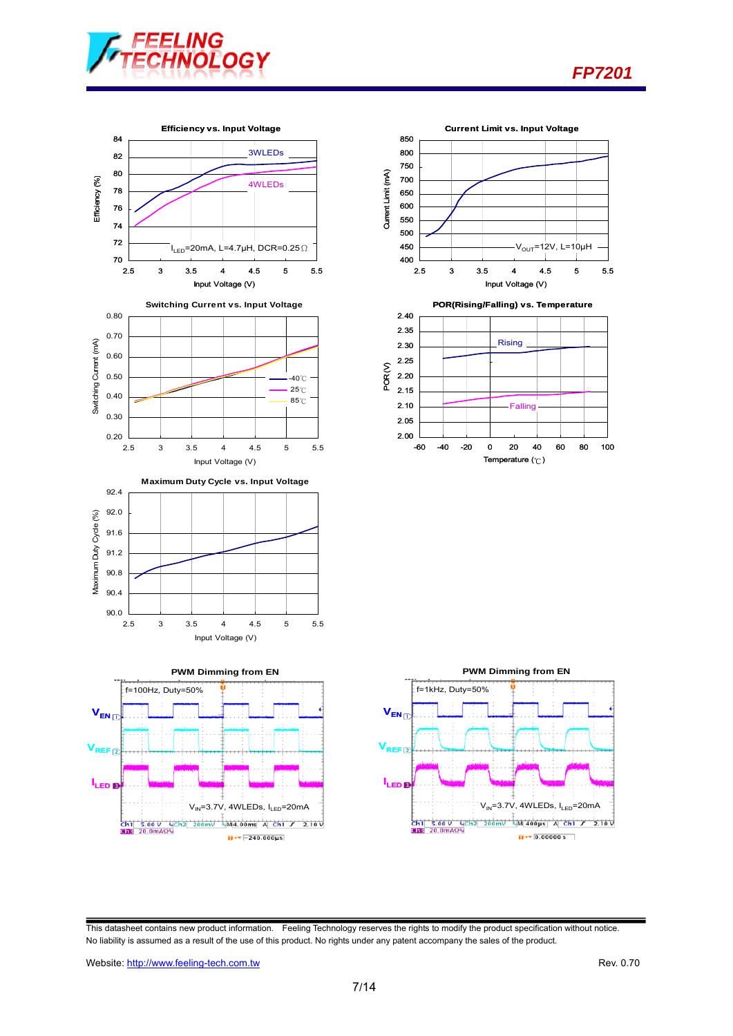**Efficiency vs. Input Voltage**

Efficiency (%) vs. Input Voltage (V); curves: 3WLEDs, 4WLEDs; $I_{LED}$=20mA, L=4.7μH, DCR=0.25Ω

**Current Limit vs. Input Voltage**

Current Limit (mA) vs. Input Voltage (V); $V_{OUT}$=12V, L=10μH

**Switching Current vs. Input Voltage**

Switching Current (mA) vs. Input Voltage (V); curves: -40℃, 25℃, 85℃

**POR(Rising/Falling) vs. Temperature**

POR (V) vs. Temperature (℃); curves: Rising, Falling

**Maximum Duty Cycle vs. Input Voltage**

Maximum Duty Cycle (%) vs. Input Voltage (V)

**PWM Dimming from EN**

f=100Hz, Duty=50%; $V_{EN}$, $V_{REF}$, $I_{LED}$; $V_{IN}$=3.7V, 4WLEDs, $I_{LED}$=20mA

**PWM Dimming from EN**

f=1kHz, Duty=50%; $V_{EN}$, $V_{REF}$, $I_{LED}$; $V_{IN}$=3.7V, 4WLEDs, $I_{LED}$=20mA

This datasheet contains new product information. Feeling Technology reserves the rights to modify the product specification without notice. No liability is assumed as a result of the use of this product. No rights under any patent accompany the sales of the product.

Website: http://www.feeling-tech.com.tw Rev. 0.70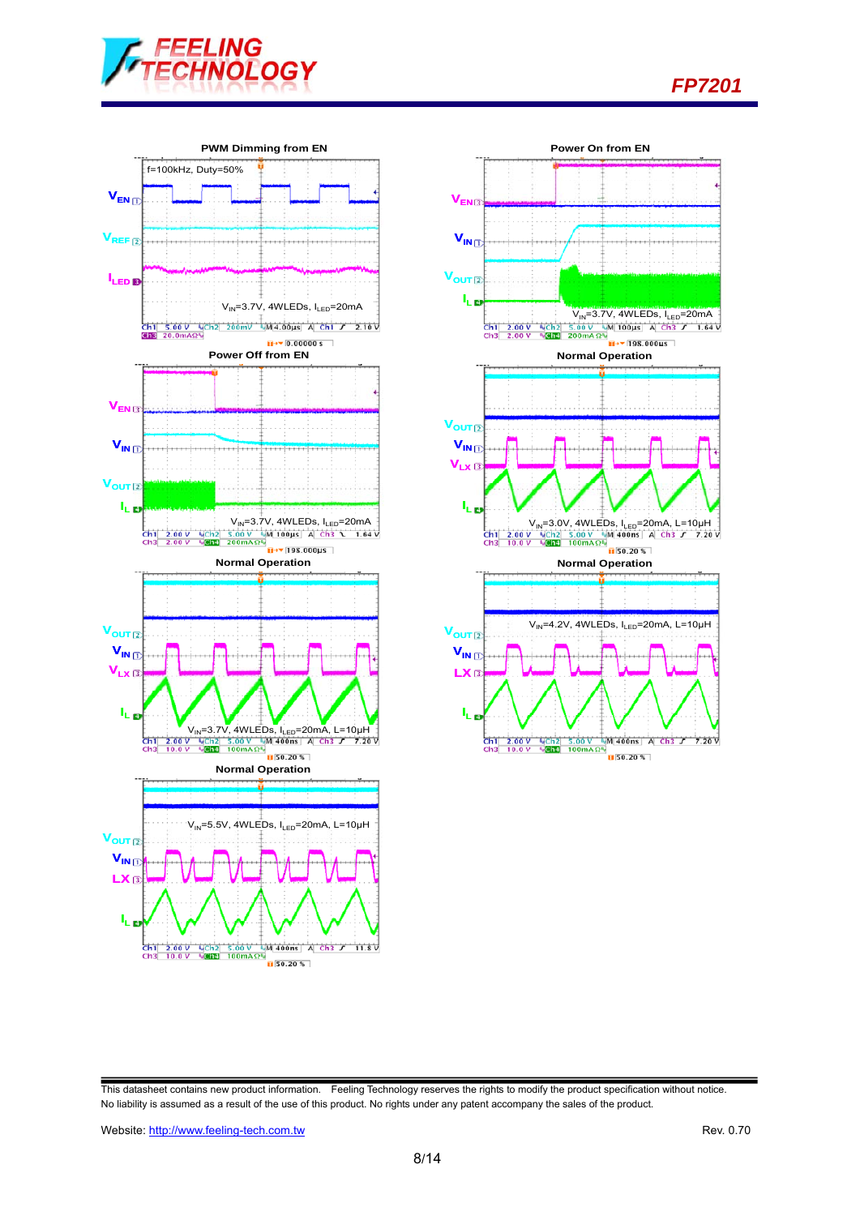**PWM Dimming from EN**

f=100kHz, Duty=50%

$V_{EN}$ $V_{REF}$ $I_{LED}$

$V_{IN}$=3.7V, 4WLEDs, $I_{LED}$=20mA

**Power On from EN**

$V_{EN}$ $V_{IN}$ $V_{OUT}$ $I_L$

$V_{IN}$=3.7V, 4WLEDs, $I_{LED}$=20mA

**Power Off from EN**

$V_{EN}$ $V_{IN}$ $V_{OUT}$ $I_L$

$V_{IN}$=3.7V, 4WLEDs, $I_{LED}$=20mA

**Normal Operation**

$V_{OUT}$ $V_{IN}$ $V_{LX}$ $I_L$

$V_{IN}$=3.0V, 4WLEDs, $I_{LED}$=20mA, L=10μH

**Normal Operation**

$V_{OUT}$ $V_{IN}$ $V_{LX}$ $I_L$

$V_{IN}$=3.7V, 4WLEDs, $I_{LED}$=20mA, L=10μH

**Normal Operation**

$V_{OUT}$ $V_{IN}$ LX $I_L$

$V_{IN}$=4.2V, 4WLEDs, $I_{LED}$=20mA, L=10μH

**Normal Operation**

$V_{OUT}$ $V_{IN}$ LX $I_L$

$V_{IN}$=5.5V, 4WLEDs, $I_{LED}$=20mA, L=10μH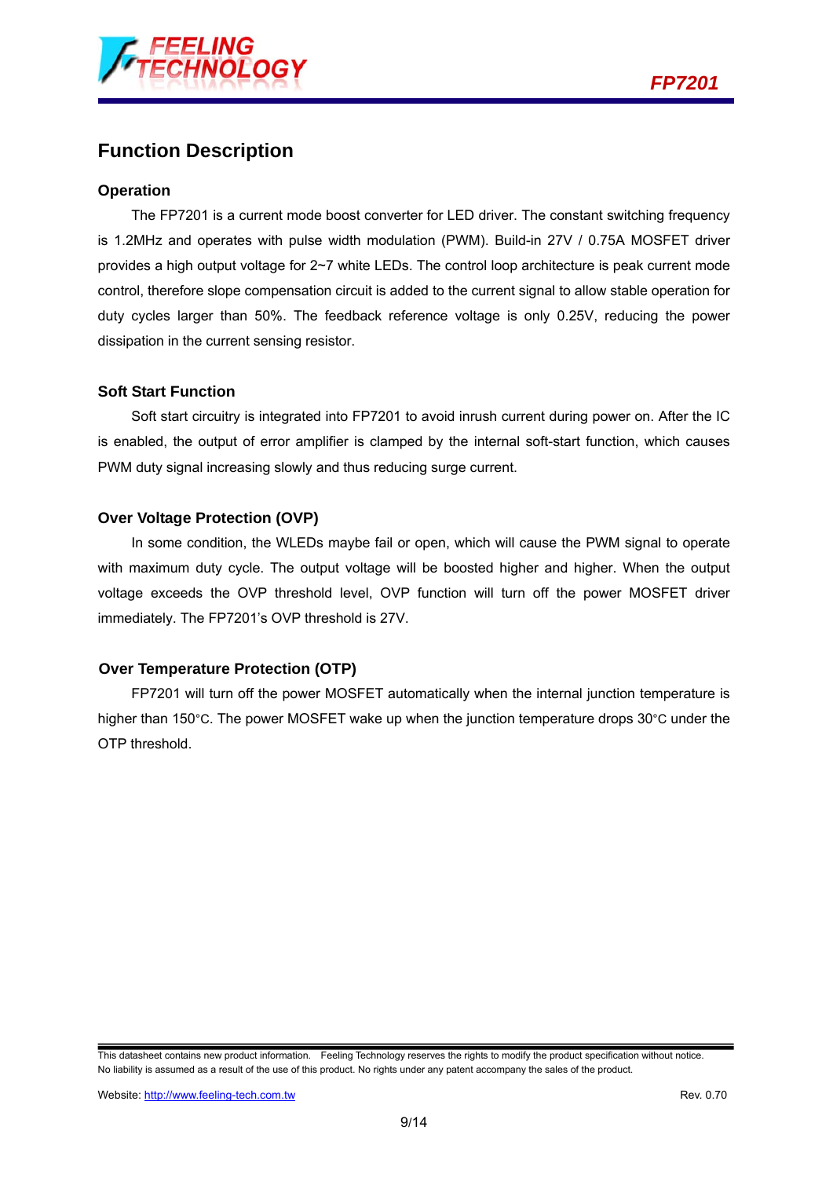## Function Description

### Operation

The FP7201 is a current mode boost converter for LED driver. The constant switching frequency is 1.2MHz and operates with pulse width modulation (PWM). Build-in 27V / 0.75A MOSFET driver provides a high output voltage for 2~7 white LEDs. The control loop architecture is peak current mode control, therefore slope compensation circuit is added to the current signal to allow stable operation for duty cycles larger than 50%. The feedback reference voltage is only 0.25V, reducing the power dissipation in the current sensing resistor.

### Soft Start Function

Soft start circuitry is integrated into FP7201 to avoid inrush current during power on. After the IC is enabled, the output of error amplifier is clamped by the internal soft-start function, which causes PWM duty signal increasing slowly and thus reducing surge current.

### Over Voltage Protection (OVP)

In some condition, the WLEDs maybe fail or open, which will cause the PWM signal to operate with maximum duty cycle. The output voltage will be boosted higher and higher. When the output voltage exceeds the OVP threshold level, OVP function will turn off the power MOSFET driver immediately. The FP7201's OVP threshold is 27V.

### Over Temperature Protection (OTP)

FP7201 will turn off the power MOSFET automatically when the internal junction temperature is higher than 150°C. The power MOSFET wake up when the junction temperature drops 30°C under the OTP threshold.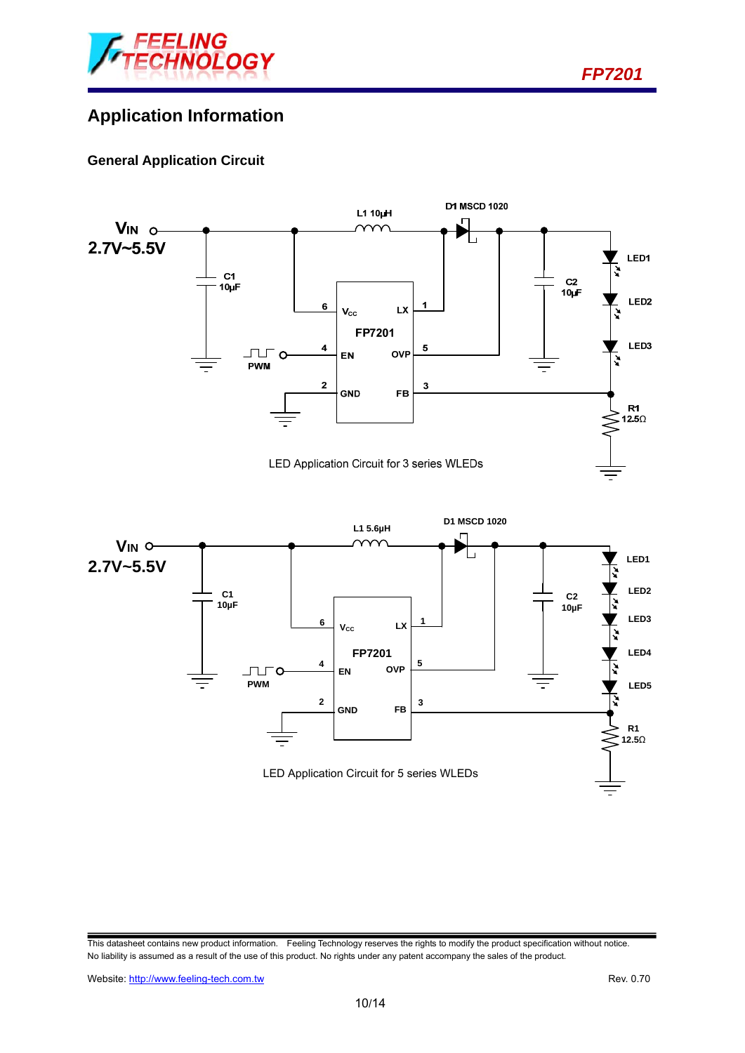## Application Information

### General Application Circuit

LED Application Circuit for 3 series WLEDs

LED Application Circuit for 5 series WLEDs

This datasheet contains new product information. Feeling Technology reserves the rights to modify the product specification without notice. No liability is assumed as a result of the use of this product. No rights under any patent accompany the sales of the product.

Website: http://www.feeling-tech.com.tw Rev. 0.70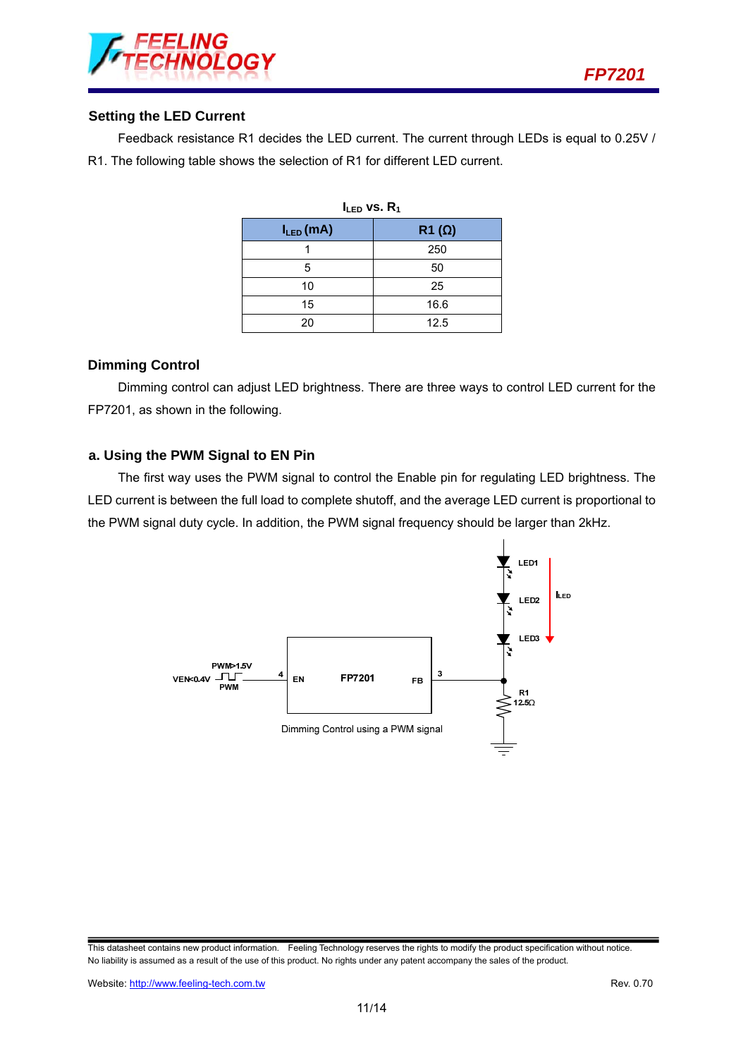## Setting the LED Current

Feedback resistance R1 decides the LED current. The current through LEDs is equal to 0.25V / R1. The following table shows the selection of R1 for different LED current.

$I_{LED}$ vs. $R_1$

| $I_{LED}$ (mA) | R1 (Ω) |
|---|---|
| 1 | 250 |
| 5 | 50 |
| 10 | 25 |
| 15 | 16.6 |
| 20 | 12.5 |

## Dimming Control

Dimming control can adjust LED brightness. There are three ways to control LED current for the FP7201, as shown in the following.

### a. Using the PWM Signal to EN Pin

The first way uses the PWM signal to control the Enable pin for regulating LED brightness. The LED current is between the full load to complete shutoff, and the average LED current is proportional to the PWM signal duty cycle. In addition, the PWM signal frequency should be larger than 2kHz.

PWM>1.5V
VEN<0.4V
PWM
4 EN FP7201 FB 3
LED1
LED2
LED3
$I_{LED}$
R1
12.5Ω

Dimming Control using a PWM signal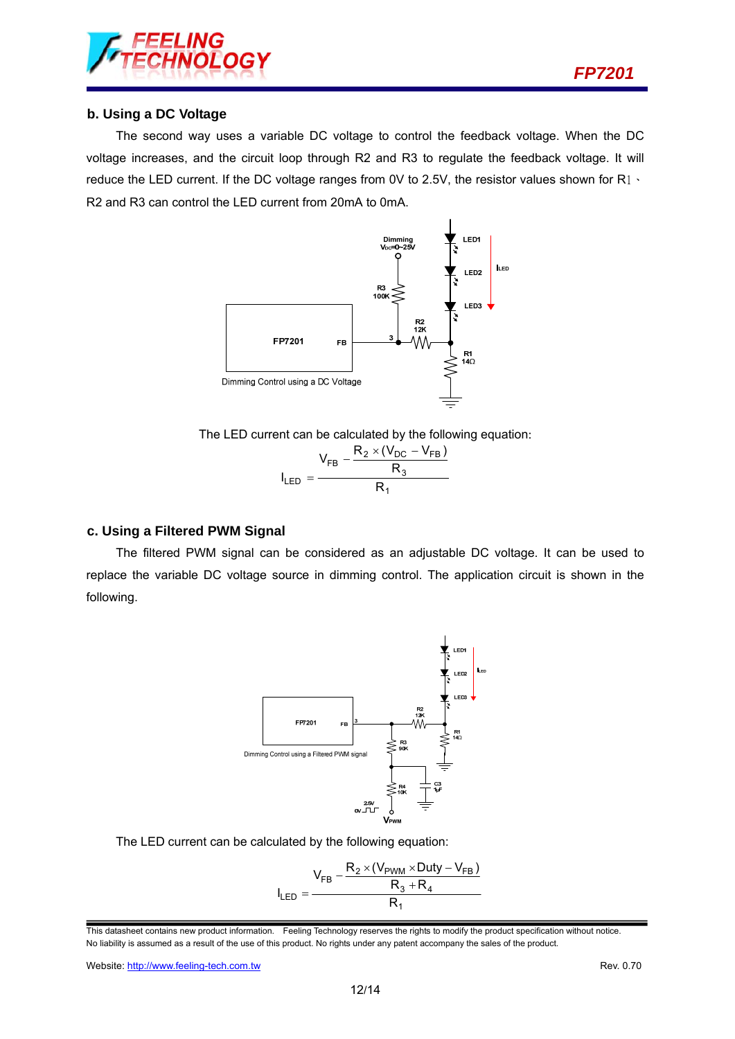### b. Using a DC Voltage

The second way uses a variable DC voltage to control the feedback voltage. When the DC voltage increases, and the circuit loop through R2 and R3 to regulate the feedback voltage. It will reduce the LED current. If the DC voltage ranges from 0V to 2.5V, the resistor values shown for R1、R2 and R3 can control the LED current from 20mA to 0mA.

Dimming Control using a DC Voltage

The LED current can be calculated by the following equation:

$$I_{LED} = \frac{V_{FB} - \dfrac{R_2 \times (V_{DC} - V_{FB})}{R_3}}{R_1}$$

### c. Using a Filtered PWM Signal

The filtered PWM signal can be considered as an adjustable DC voltage. It can be used to replace the variable DC voltage source in dimming control. The application circuit is shown in the following.

Dimming Control using a Filtered PWM signal

The LED current can be calculated by the following equation:

$$I_{LED} = \frac{V_{FB} - \dfrac{R_2 \times (V_{PWM} \times Duty - V_{FB})}{R_3 + R_4}}{R_1}$$

This datasheet contains new product information. Feeling Technology reserves the rights to modify the product specification without notice. No liability is assumed as a result of the use of this product. No rights under any patent accompany the sales of the product.

Website: http://www.feeling-tech.com.tw Rev. 0.70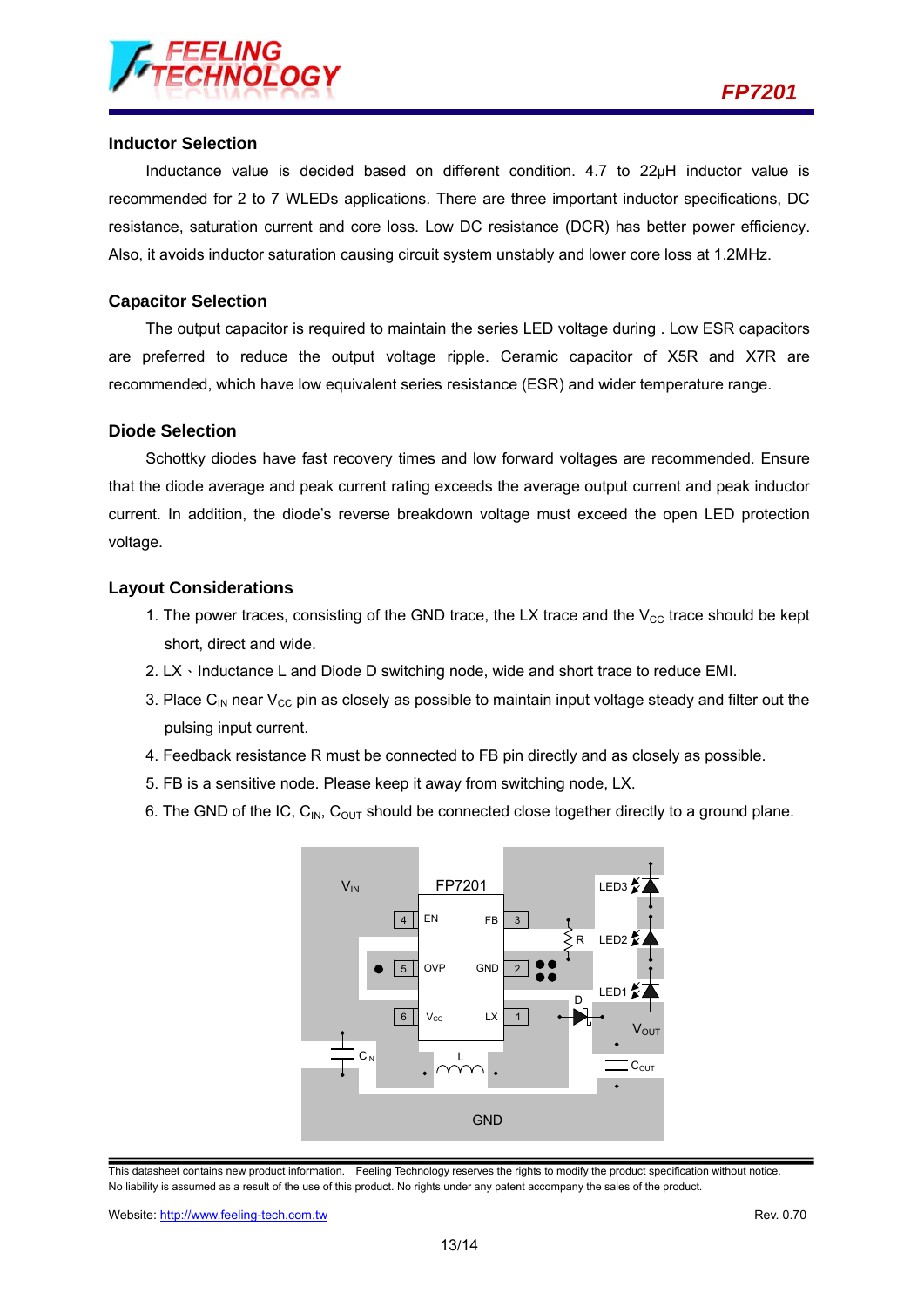### Inductor Selection

Inductance value is decided based on different condition. 4.7 to 22μH inductor value is recommended for 2 to 7 WLEDs applications. There are three important inductor specifications, DC resistance, saturation current and core loss. Low DC resistance (DCR) has better power efficiency. Also, it avoids inductor saturation causing circuit system unstably and lower core loss at 1.2MHz.

### Capacitor Selection

The output capacitor is required to maintain the series LED voltage during . Low ESR capacitors are preferred to reduce the output voltage ripple. Ceramic capacitor of X5R and X7R are recommended, which have low equivalent series resistance (ESR) and wider temperature range.

### Diode Selection

Schottky diodes have fast recovery times and low forward voltages are recommended. Ensure that the diode average and peak current rating exceeds the average output current and peak inductor current. In addition, the diode's reverse breakdown voltage must exceed the open LED protection voltage.

### Layout Considerations

1. The power traces, consisting of the GND trace, the LX trace and the $V_{CC}$ trace should be kept short, direct and wide.
2. LX、Inductance L and Diode D switching node, wide and short trace to reduce EMI.
3. Place $C_{IN}$ near $V_{CC}$ pin as closely as possible to maintain input voltage steady and filter out the pulsing input current.
4. Feedback resistance R must be connected to FB pin directly and as closely as possible.
5. FB is a sensitive node. Please keep it away from switching node, LX.
6. The GND of the IC, $C_{IN}$, $C_{OUT}$ should be connected close together directly to a ground plane.

This datasheet contains new product information. Feeling Technology reserves the rights to modify the product specification without notice. No liability is assumed as a result of the use of this product. No rights under any patent accompany the sales of the product.

Website: http://www.feeling-tech.com.tw

Rev. 0.70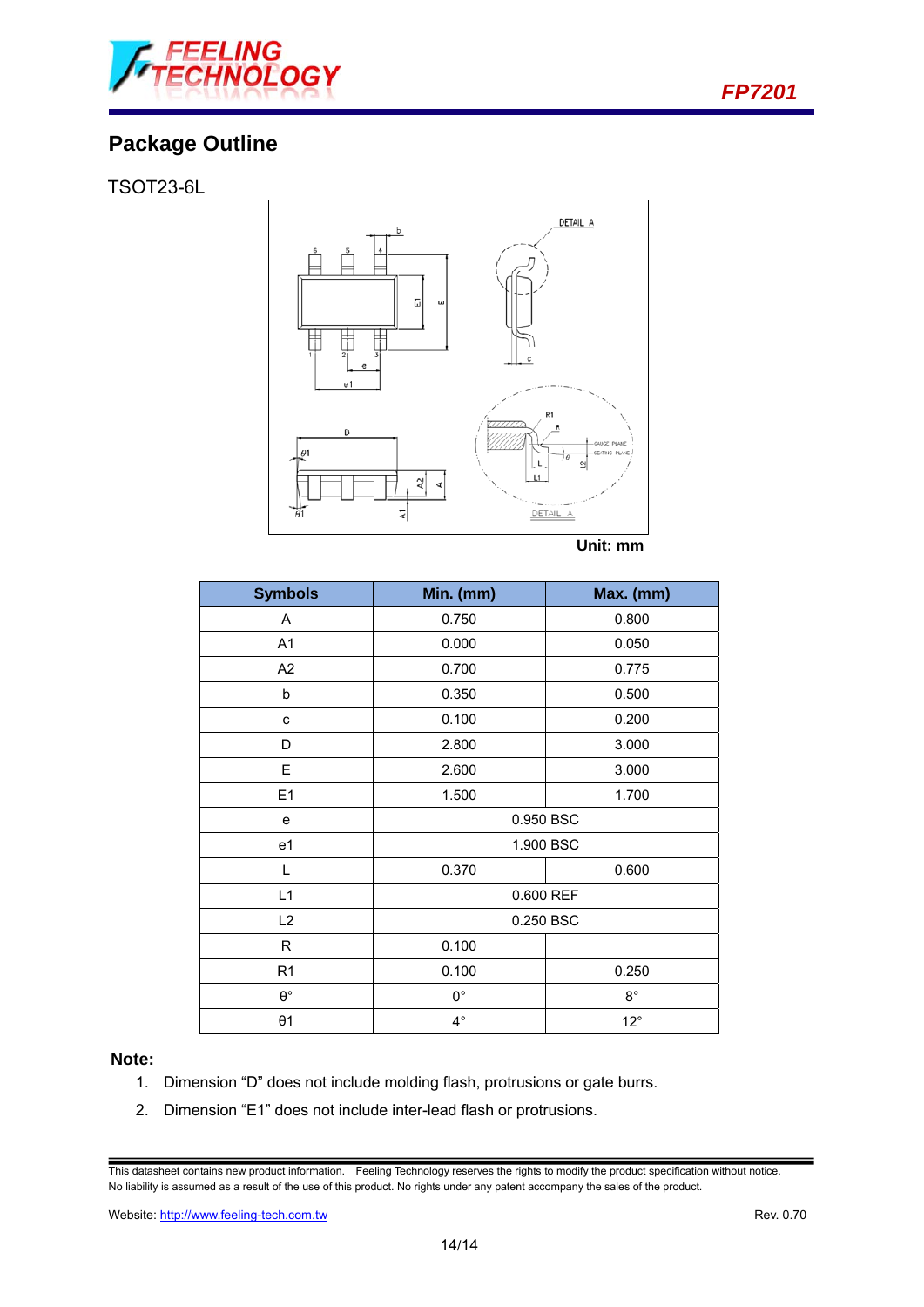## Package Outline

TSOT23-6L

Unit: mm

| Symbols | Min. (mm) | Max. (mm) |
|---|---|---|
| A | 0.750 | 0.800 |
| A1 | 0.000 | 0.050 |
| A2 | 0.700 | 0.775 |
| b | 0.350 | 0.500 |
| c | 0.100 | 0.200 |
| D | 2.800 | 3.000 |
| E | 2.600 | 3.000 |
| E1 | 1.500 | 1.700 |
| e | 0.950 BSC | |
| e1 | 1.900 BSC | |
| L | 0.370 | 0.600 |
| L1 | 0.600 REF | |
| L2 | 0.250 BSC | |
| R | 0.100 | |
| R1 | 0.100 | 0.250 |
| θ° | 0° | 8° |
| θ1 | 4° | 12° |

**Note:**

1. Dimension "D" does not include molding flash, protrusions or gate burrs.
2. Dimension "E1" does not include inter-lead flash or protrusions.

This datasheet contains new product information. Feeling Technology reserves the rights to modify the product specification without notice. No liability is assumed as a result of the use of this product. No rights under any patent accompany the sales of the product.

Website: http://www.feeling-tech.com.tw Rev. 0.70